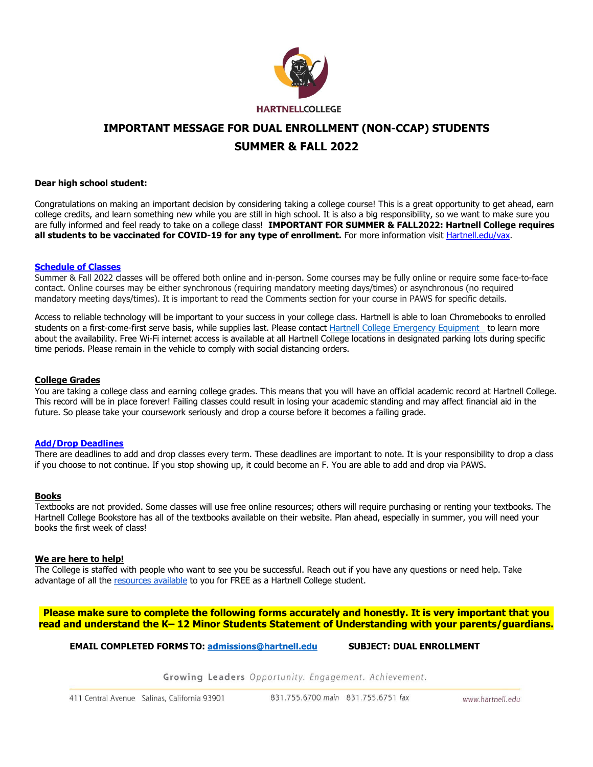HARTNELLCOLLEGE

# IMPORTANT MESSAGE FOR DUAL ENROLLMENT (NON-CCAP) STUDENTS

## SUMMER & FALL 2022

**Dear high school student:**

Congratulations on making an important decision by considering taking a college course! This is a great opportunity to get ahead, earn college credits, and learn something new while you are still in high school. It is also a big responsibility, so we want to make sure you are fully informed and feel ready to take on a college class! **IMPORTANT FOR SUMMER & FALL2022: Hartnell College requires all students to be vaccinated for COVID-19 for any type of enrollment.** For more information visit Hartnell.edu/vax.

### Schedule of Classes

Summer & Fall 2022 classes will be offered both online and in-person. Some courses may be fully online or require some face-to-face contact. Online courses may be either synchronous (requiring mandatory meeting days/times) or asynchronous (no required mandatory meeting days/times). It is important to read the Comments section for your course in PAWS for specific details.

Access to reliable technology will be important to your success in your college class. Hartnell is able to loan Chromebooks to enrolled students on a first-come-first serve basis, while supplies last. Please contact Hartnell College Emergency Equipment to learn more about the availability. Free Wi-Fi internet access is available at all Hartnell College locations in designated parking lots during specific time periods. Please remain in the vehicle to comply with social distancing orders.

### College Grades

You are taking a college class and earning college grades. This means that you will have an official academic record at Hartnell College. This record will be in place forever! Failing classes could result in losing your academic standing and may affect financial aid in the future. So please take your coursework seriously and drop a course before it becomes a failing grade.

### Add/Drop Deadlines

There are deadlines to add and drop classes every term. These deadlines are important to note. It is your responsibility to drop a class if you choose to not continue. If you stop showing up, it could become an F. You are able to add and drop via PAWS.

### Books

Textbooks are not provided. Some classes will use free online resources; others will require purchasing or renting your textbooks. The Hartnell College Bookstore has all of the textbooks available on their website. Plan ahead, especially in summer, you will need your books the first week of class!

### We are here to help!

The College is staffed with people who want to see you be successful. Reach out if you have any questions or need help. Take advantage of all the resources available to you for FREE as a Hartnell College student.

**Please make sure to complete the following forms accurately and honestly. It is very important that you read and understand the K– 12 Minor Students Statement of Understanding with your parents/guardians.**

**EMAIL COMPLETED FORMS TO: admissions@hartnell.edu SUBJECT: DUAL ENROLLMENT**

Growing Leaders *Opportunity. Engagement. Achievement.*

411 Central Avenue Salinas, California 93901 831.755.6700 *main* 831.755.6751 *fax* www.hartnell.edu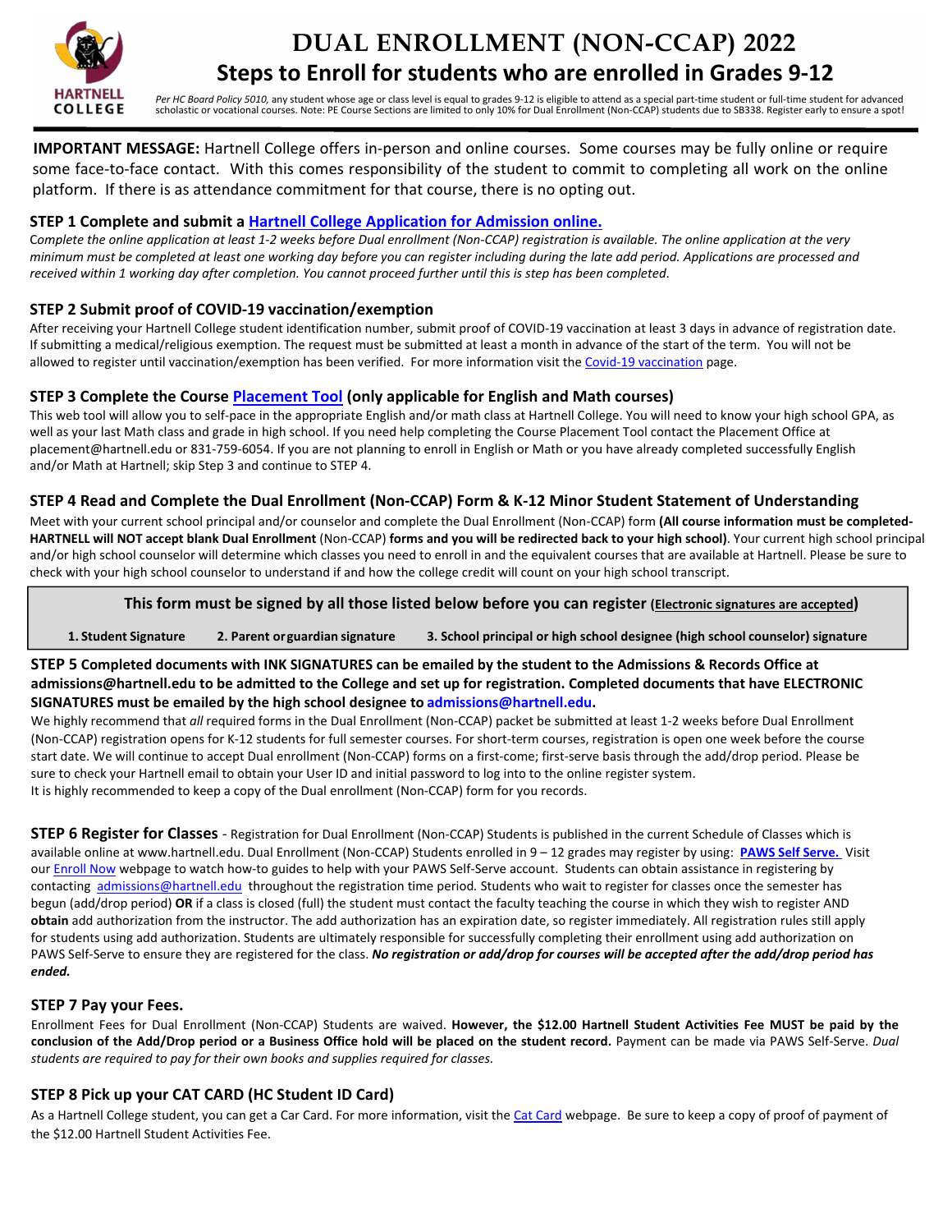# DUAL ENROLLMENT (NON-CCAP) 2022

## Steps to Enroll for students who are enrolled in Grades 9-12

*Per HC Board Policy 5010,* any student whose age or class level is equal to grades 9-12 is eligible to attend as a special part-time student or full-time student for advanced scholastic or vocational courses. Note: PE Course Sections are limited to only 10% for Dual Enrollment (Non-CCAP) students due to SB338. Register early to ensure a spot!

**IMPORTANT MESSAGE:** Hartnell College offers in-person and online courses. Some courses may be fully online or require some face-to-face contact. With this comes responsibility of the student to commit to completing all work on the online platform. If there is as attendance commitment for that course, there is no opting out.

### STEP 1 Complete and submit a Hartnell College Application for Admission online.

*Complete the online application at least 1-2 weeks before Dual enrollment (Non-CCAP) registration is available. The online application at the very minimum must be completed at least one working day before you can register including during the late add period. Applications are processed and received within 1 working day after completion. You cannot proceed further until this is step has been completed.*

### STEP 2 Submit proof of COVID-19 vaccination/exemption

After receiving your Hartnell College student identification number, submit proof of COVID-19 vaccination at least 3 days in advance of registration date. If submitting a medical/religious exemption. The request must be submitted at least a month in advance of the start of the term. You will not be allowed to register until vaccination/exemption has been verified. For more information visit the Covid-19 vaccination page.

### STEP 3 Complete the Course Placement Tool (only applicable for English and Math courses)

This web tool will allow you to self-pace in the appropriate English and/or math class at Hartnell College. You will need to know your high school GPA, as well as your last Math class and grade in high school. If you need help completing the Course Placement Tool contact the Placement Office at placement@hartnell.edu or 831-759-6054. If you are not planning to enroll in English or Math or you have already completed successfully English and/or Math at Hartnell; skip Step 3 and continue to STEP 4.

### STEP 4 Read and Complete the Dual Enrollment (Non-CCAP) Form & K-12 Minor Student Statement of Understanding

Meet with your current school principal and/or counselor and complete the Dual Enrollment (Non-CCAP) form **(All course information must be completed- HARTNELL will NOT accept blank Dual Enrollment** (Non-CCAP) **forms and you will be redirected back to your high school)**. Your current high school principal and/or high school counselor will determine which classes you need to enroll in and the equivalent courses that are available at Hartnell. Please be sure to check with your high school counselor to understand if and how the college credit will count on your high school transcript.

**This form must be signed by all those listed below before you can register (Electronic signatures are accepted)**

**1. Student Signature** **2. Parent or guardian signature** **3. School principal or high school designee (high school counselor) signature**

### STEP 5 Completed documents with INK SIGNATURES can be emailed by the student to the Admissions & Records Office at admissions@hartnell.edu to be admitted to the College and set up for registration. Completed documents that have ELECTRONIC SIGNATURES must be emailed by the high school designee to admissions@hartnell.edu.

We highly recommend that *all* required forms in the Dual Enrollment (Non-CCAP) packet be submitted at least 1-2 weeks before Dual Enrollment (Non-CCAP) registration opens for K-12 students for full semester courses. For short-term courses, registration is open one week before the course start date. We will continue to accept Dual enrollment (Non-CCAP) forms on a first-come; first-serve basis through the add/drop period. Please be sure to check your Hartnell email to obtain your User ID and initial password to log into to the online register system.
It is highly recommended to keep a copy of the Dual enrollment (Non-CCAP) form for you records.

### STEP 6 Register for Classes

Registration for Dual Enrollment (Non-CCAP) Students is published in the current Schedule of Classes which is available online at www.hartnell.edu. Dual Enrollment (Non-CCAP) Students enrolled in 9 – 12 grades may register by using: **PAWS Self Serve.** Visit our Enroll Now webpage to watch how-to guides to help with your PAWS Self-Serve account. Students can obtain assistance in registering by contacting admissions@hartnell.edu throughout the registration time period. Students who wait to register for classes once the semester has begun (add/drop period) **OR** if a class is closed (full) the student must contact the faculty teaching the course in which they wish to register AND **obtain** add authorization from the instructor. The add authorization has an expiration date, so register immediately. All registration rules still apply for students using add authorization. Students are ultimately responsible for successfully completing their enrollment using add authorization on PAWS Self-Serve to ensure they are registered for the class. ***No registration or add/drop for courses will be accepted after the add/drop period has ended.***

### STEP 7 Pay your Fees.

Enrollment Fees for Dual Enrollment (Non-CCAP) Students are waived. **However, the $12.00 Hartnell Student Activities Fee MUST be paid by the conclusion of the Add/Drop period or a Business Office hold will be placed on the student record.** Payment can be made via PAWS Self-Serve. *Dual students are required to pay for their own books and supplies required for classes.*

### STEP 8 Pick up your CAT CARD (HC Student ID Card)

As a Hartnell College student, you can get a Car Card. For more information, visit the Cat Card webpage. Be sure to keep a copy of proof of payment of the $12.00 Hartnell Student Activities Fee.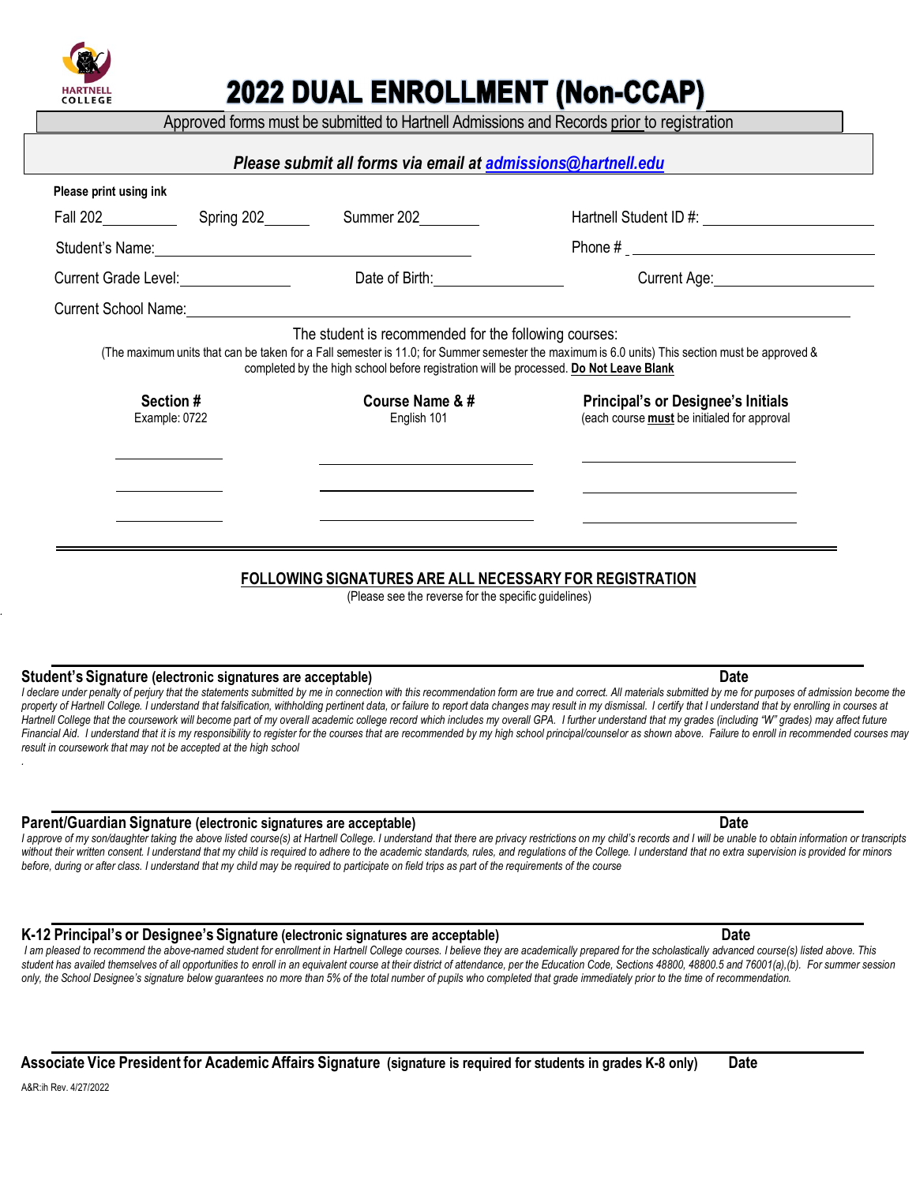HARTNELL COLLEGE

# 2022 DUAL ENROLLMENT (Non-CCAP)

Approved forms must be submitted to Hartnell Admissions and Records prior to registration

***Please submit all forms via email at [admissions@hartnell.edu](mailto:admissions@hartnell.edu)***

**Please print using ink**

Fall 202\_\_\_\_\_\_\_\_ Spring 202\_\_\_\_\_\_ Summer 202\_\_\_\_\_\_\_ Hartnell Student ID #: \_\_\_\_\_\_\_\_\_\_\_\_\_\_\_\_\_\_

Student's Name: \_\_\_\_\_\_\_\_\_\_\_\_\_\_\_\_\_\_\_\_\_\_\_\_\_\_\_\_\_\_\_\_ Phone # \_\_\_\_\_\_\_\_\_\_\_\_\_\_\_\_\_\_\_\_\_\_\_

Current Grade Level: \_\_\_\_\_\_\_\_\_\_\_\_ Date of Birth: \_\_\_\_\_\_\_\_\_\_\_\_\_\_ Current Age: \_\_\_\_\_\_\_\_\_\_\_\_\_\_\_\_

Current School Name: \_\_\_\_\_\_\_\_\_\_\_\_\_\_\_\_\_\_\_\_\_\_\_\_\_\_\_\_\_\_\_\_\_\_\_\_\_\_\_\_\_\_\_\_\_\_\_\_\_\_\_\_\_\_\_\_\_\_

The student is recommended for the following courses:

(The maximum units that can be taken for a Fall semester is 11.0; for Summer semester the maximum is 6.0 units) This section must be approved & completed by the high school before registration will be processed. **Do Not Leave Blank**

| Section # <br> Example: 0722 | Course Name & # <br> English 101 | Principal's or Designee's Initials <br> (each course **must** be initialed for approval |
|---|---|---|
| \_\_\_\_\_\_\_\_\_\_ | \_\_\_\_\_\_\_\_\_\_\_\_\_\_\_\_\_\_\_\_ | \_\_\_\_\_\_\_\_\_\_\_\_\_\_\_\_\_\_\_\_ |
| \_\_\_\_\_\_\_\_\_\_ | \_\_\_\_\_\_\_\_\_\_\_\_\_\_\_\_\_\_\_\_ | \_\_\_\_\_\_\_\_\_\_\_\_\_\_\_\_\_\_\_\_ |
| \_\_\_\_\_\_\_\_\_\_ | \_\_\_\_\_\_\_\_\_\_\_\_\_\_\_\_\_\_\_\_ | \_\_\_\_\_\_\_\_\_\_\_\_\_\_\_\_\_\_\_\_ |

**FOLLOWING SIGNATURES ARE ALL NECESSARY FOR REGISTRATION**

(Please see the reverse for the specific guidelines)

\_\_\_\_\_\_\_\_\_\_\_\_\_\_\_\_\_\_\_\_\_\_\_\_\_\_\_\_\_\_\_\_\_\_\_\_\_\_\_\_\_\_\_\_\_\_\_\_\_\_\_\_\_\_\_\_\_\_\_\_\_\_\_\_\_

**Student's Signature (electronic signatures are acceptable)** **Date**

*I declare under penalty of perjury that the statements submitted by me in connection with this recommendation form are true and correct. All materials submitted by me for purposes of admission become the property of Hartnell College. I understand that falsification, withholding pertinent data, or failure to report data changes may result in my dismissal. I certify that I understand that by enrolling in courses at Hartnell College that the coursework will become part of my overall academic college record which includes my overall GPA. I further understand that my grades (including "W" grades) may affect future Financial Aid. I understand that it is my responsibility to register for the courses that are recommended by my high school principal/counselor as shown above. Failure to enroll in recommended courses may result in coursework that may not be accepted at the high school*

\_\_\_\_\_\_\_\_\_\_\_\_\_\_\_\_\_\_\_\_\_\_\_\_\_\_\_\_\_\_\_\_\_\_\_\_\_\_\_\_\_\_\_\_\_\_\_\_\_\_\_\_\_\_\_\_\_\_\_\_\_\_\_\_\_

**Parent/Guardian Signature (electronic signatures are acceptable)** **Date**

*I approve of my son/daughter taking the above listed course(s) at Hartnell College. I understand that there are privacy restrictions on my child's records and I will be unable to obtain information or transcripts without their written consent. I understand that my child is required to adhere to the academic standards, rules, and regulations of the College. I understand that no extra supervision is provided for minors before, during or after class. I understand that my child may be required to participate on field trips as part of the requirements of the course*

\_\_\_\_\_\_\_\_\_\_\_\_\_\_\_\_\_\_\_\_\_\_\_\_\_\_\_\_\_\_\_\_\_\_\_\_\_\_\_\_\_\_\_\_\_\_\_\_\_\_\_\_\_\_\_\_\_\_\_\_\_\_\_\_\_

**K-12 Principal's or Designee's Signature (electronic signatures are acceptable)** **Date**

*I am pleased to recommend the above-named student for enrollment in Hartnell College courses. I believe they are academically prepared for the scholastically advanced course(s) listed above. This student has availed themselves of all opportunities to enroll in an equivalent course at their district of attendance, per the Education Code, Sections 48800, 48800.5 and 76001(a),(b). For summer session only, the School Designee's signature below guarantees no more than 5% of the total number of pupils who completed that grade immediately prior to the time of recommendation.*

\_\_\_\_\_\_\_\_\_\_\_\_\_\_\_\_\_\_\_\_\_\_\_\_\_\_\_\_\_\_\_\_\_\_\_\_\_\_\_\_\_\_\_\_\_\_\_\_\_\_\_\_\_\_\_\_\_\_\_\_\_\_\_\_\_

**Associate Vice President for Academic Affairs Signature (signature is required for students in grades K-8 only)** **Date**

A&R:ih Rev. 4/27/2022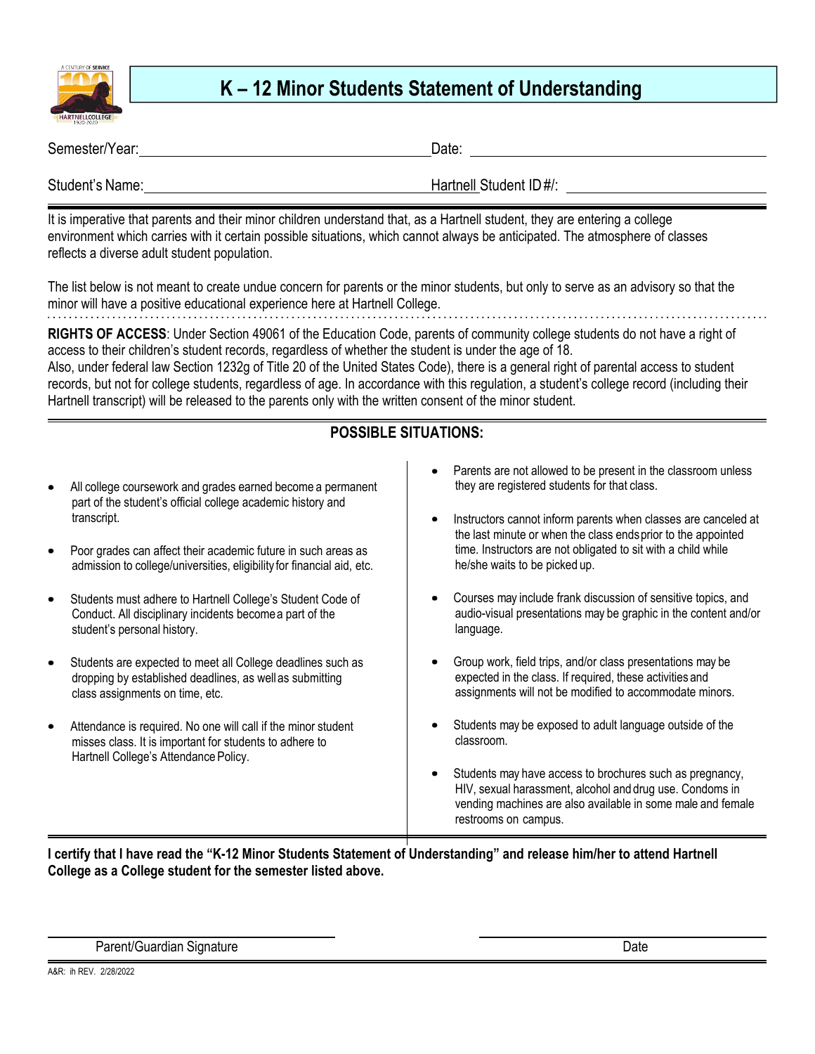# K – 12 Minor Students Statement of Understanding

Semester/Year: ______________________ Date: ______________________

Student's Name: ______________________ Hartnell Student ID#/: ______________________

It is imperative that parents and their minor children understand that, as a Hartnell student, they are entering a college environment which carries with it certain possible situations, which cannot always be anticipated. The atmosphere of classes reflects a diverse adult student population.

The list below is not meant to create undue concern for parents or the minor students, but only to serve as an advisory so that the minor will have a positive educational experience here at Hartnell College.

**RIGHTS OF ACCESS**: Under Section 49061 of the Education Code, parents of community college students do not have a right of access to their children's student records, regardless of whether the student is under the age of 18.
Also, under federal law Section 1232g of Title 20 of the United States Code), there is a general right of parental access to student records, but not for college students, regardless of age. In accordance with this regulation, a student's college record (including their Hartnell transcript) will be released to the parents only with the written consent of the minor student.

## POSSIBLE SITUATIONS:

- All college coursework and grades earned become a permanent part of the student's official college academic history and transcript.
- Poor grades can affect their academic future in such areas as admission to college/universities, eligibility for financial aid, etc.
- Students must adhere to Hartnell College's Student Code of Conduct. All disciplinary incidents become a part of the student's personal history.
- Students are expected to meet all College deadlines such as dropping by established deadlines, as well as submitting class assignments on time, etc.
- Attendance is required. No one will call if the minor student misses class. It is important for students to adhere to Hartnell College's Attendance Policy.
- Parents are not allowed to be present in the classroom unless they are registered students for that class.
- Instructors cannot inform parents when classes are canceled at the last minute or when the class ends prior to the appointed time. Instructors are not obligated to sit with a child while he/she waits to be picked up.
- Courses may include frank discussion of sensitive topics, and audio-visual presentations may be graphic in the content and/or language.
- Group work, field trips, and/or class presentations may be expected in the class. If required, these activities and assignments will not be modified to accommodate minors.
- Students may be exposed to adult language outside of the classroom.
- Students may have access to brochures such as pregnancy, HIV, sexual harassment, alcohol and drug use. Condoms in vending machines are also available in some male and female restrooms on campus.

**I certify that I have read the "K-12 Minor Students Statement of Understanding" and release him/her to attend Hartnell College as a College student for the semester listed above.**

______________________ ______________________

Parent/Guardian Signature Date

A&R: ih REV. 2/28/2022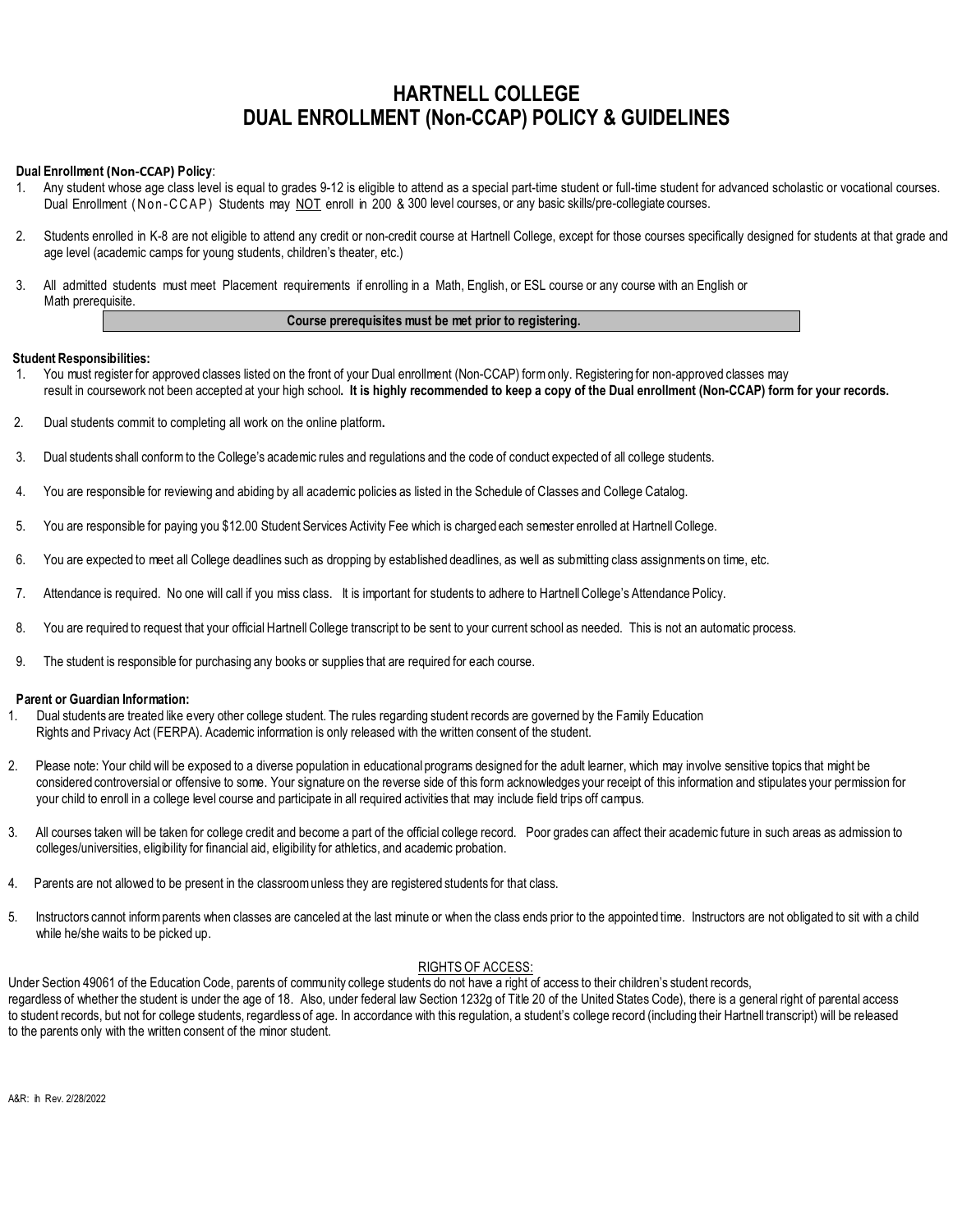# HARTNELL COLLEGE
# DUAL ENROLLMENT (Non-CCAP) POLICY & GUIDELINES

**Dual Enrollment (Non-CCAP) Policy**:

1. Any student whose age class level is equal to grades 9-12 is eligible to attend as a special part-time student or full-time student for advanced scholastic or vocational courses. Dual Enrollment (Non-CCAP) Students may NOT enroll in 200 & 300 level courses, or any basic skills/pre-collegiate courses.
2. Students enrolled in K-8 are not eligible to attend any credit or non-credit course at Hartnell College, except for those courses specifically designed for students at that grade and age level (academic camps for young students, children's theater, etc.)
3. All admitted students must meet Placement requirements if enrolling in a Math, English, or ESL course or any course with an English or Math prerequisite.

**Course prerequisites must be met prior to registering.**

**Student Responsibilities:**

1. You must register for approved classes listed on the front of your Dual enrollment (Non-CCAP) form only. Registering for non-approved classes may result in coursework not been accepted at your high school**. It is highly recommended to keep a copy of the Dual enrollment (Non-CCAP) form for your records.**
2. Dual students commit to completing all work on the online platform**.**
3. Dual students shall conform to the College's academic rules and regulations and the code of conduct expected of all college students.
4. You are responsible for reviewing and abiding by all academic policies as listed in the Schedule of Classes and College Catalog.
5. You are responsible for paying you $12.00 Student Services Activity Fee which is charged each semester enrolled at Hartnell College.
6. You are expected to meet all College deadlines such as dropping by established deadlines, as well as submitting class assignments on time, etc.
7. Attendance is required. No one will call if you miss class. It is important for students to adhere to Hartnell College's Attendance Policy.
8. You are required to request that your official Hartnell College transcript to be sent to your current school as needed. This is not an automatic process.
9. The student is responsible for purchasing any books or supplies that are required for each course.

**Parent or Guardian Information:**

1. Dual students are treated like every other college student. The rules regarding student records are governed by the Family Education Rights and Privacy Act (FERPA). Academic information is only released with the written consent of the student.
2. Please note: Your child will be exposed to a diverse population in educational programs designed for the adult learner, which may involve sensitive topics that might be considered controversial or offensive to some. Your signature on the reverse side of this form acknowledges your receipt of this information and stipulates your permission for your child to enroll in a college level course and participate in all required activities that may include field trips off campus.
3. All courses taken will be taken for college credit and become a part of the official college record. Poor grades can affect their academic future in such areas as admission to colleges/universities, eligibility for financial aid, eligibility for athletics, and academic probation.
4. Parents are not allowed to be present in the classroom unless they are registered students for that class.
5. Instructors cannot inform parents when classes are canceled at the last minute or when the class ends prior to the appointed time. Instructors are not obligated to sit with a child while he/she waits to be picked up.

RIGHTS OF ACCESS:

Under Section 49061 of the Education Code, parents of community college students do not have a right of access to their children's student records, regardless of whether the student is under the age of 18. Also, under federal law Section 1232g of Title 20 of the United States Code), there is a general right of parental access to student records, but not for college students, regardless of age. In accordance with this regulation, a student's college record (including their Hartnell transcript) will be released to the parents only with the written consent of the minor student.

A&R: lh Rev. 2/28/2022